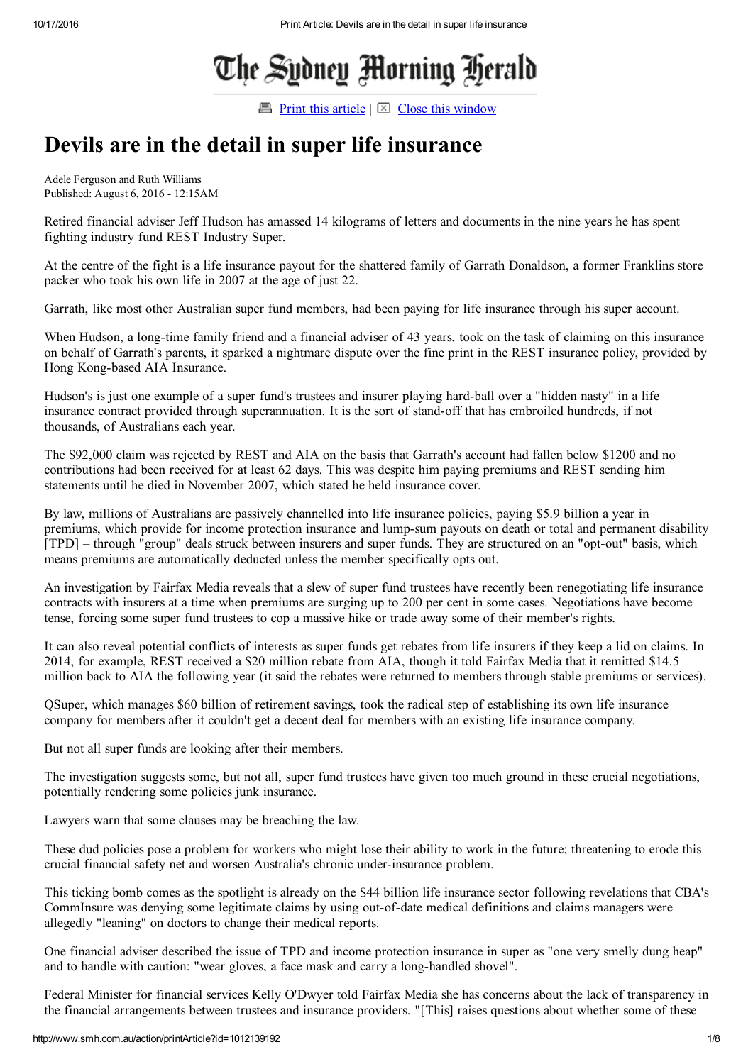# Devils are in the detail in super life insurance

Adele Ferguson and Ruth Williams
Published: August 6, 2016 - 12:15AM

Retired financial adviser Jeff Hudson has amassed 14 kilograms of letters and documents in the nine years he has spent fighting industry fund REST Industry Super.

At the centre of the fight is a life insurance payout for the shattered family of Garrath Donaldson, a former Franklins store packer who took his own life in 2007 at the age of just 22.

Garrath, like most other Australian super fund members, had been paying for life insurance through his super account.

When Hudson, a long-time family friend and a financial adviser of 43 years, took on the task of claiming on this insurance on behalf of Garrath's parents, it sparked a nightmare dispute over the fine print in the REST insurance policy, provided by Hong Kong-based AIA Insurance.

Hudson's is just one example of a super fund's trustees and insurer playing hard-ball over a "hidden nasty" in a life insurance contract provided through superannuation. It is the sort of stand-off that has embroiled hundreds, if not thousands, of Australians each year.

The $92,000 claim was rejected by REST and AIA on the basis that Garrath's account had fallen below $1200 and no contributions had been received for at least 62 days. This was despite him paying premiums and REST sending him statements until he died in November 2007, which stated he held insurance cover.

By law, millions of Australians are passively channelled into life insurance policies, paying $5.9 billion a year in premiums, which provide for income protection insurance and lump-sum payouts on death or total and permanent disability [TPD] – through "group" deals struck between insurers and super funds. They are structured on an "opt-out" basis, which means premiums are automatically deducted unless the member specifically opts out.

An investigation by Fairfax Media reveals that a slew of super fund trustees have recently been renegotiating life insurance contracts with insurers at a time when premiums are surging up to 200 per cent in some cases. Negotiations have become tense, forcing some super fund trustees to cop a massive hike or trade away some of their member's rights.

It can also reveal potential conflicts of interests as super funds get rebates from life insurers if they keep a lid on claims. In 2014, for example, REST received a $20 million rebate from AIA, though it told Fairfax Media that it remitted $14.5 million back to AIA the following year (it said the rebates were returned to members through stable premiums or services).

QSuper, which manages $60 billion of retirement savings, took the radical step of establishing its own life insurance company for members after it couldn't get a decent deal for members with an existing life insurance company.

But not all super funds are looking after their members.

The investigation suggests some, but not all, super fund trustees have given too much ground in these crucial negotiations, potentially rendering some policies junk insurance.

Lawyers warn that some clauses may be breaching the law.

These dud policies pose a problem for workers who might lose their ability to work in the future; threatening to erode this crucial financial safety net and worsen Australia's chronic under-insurance problem.

This ticking bomb comes as the spotlight is already on the $44 billion life insurance sector following revelations that CBA's CommInsure was denying some legitimate claims by using out-of-date medical definitions and claims managers were allegedly "leaning" on doctors to change their medical reports.

One financial adviser described the issue of TPD and income protection insurance in super as "one very smelly dung heap" and to handle with caution: "wear gloves, a face mask and carry a long-handled shovel".

Federal Minister for financial services Kelly O'Dwyer told Fairfax Media she has concerns about the lack of transparency in the financial arrangements between trustees and insurance providers. "[This] raises questions about whether some of these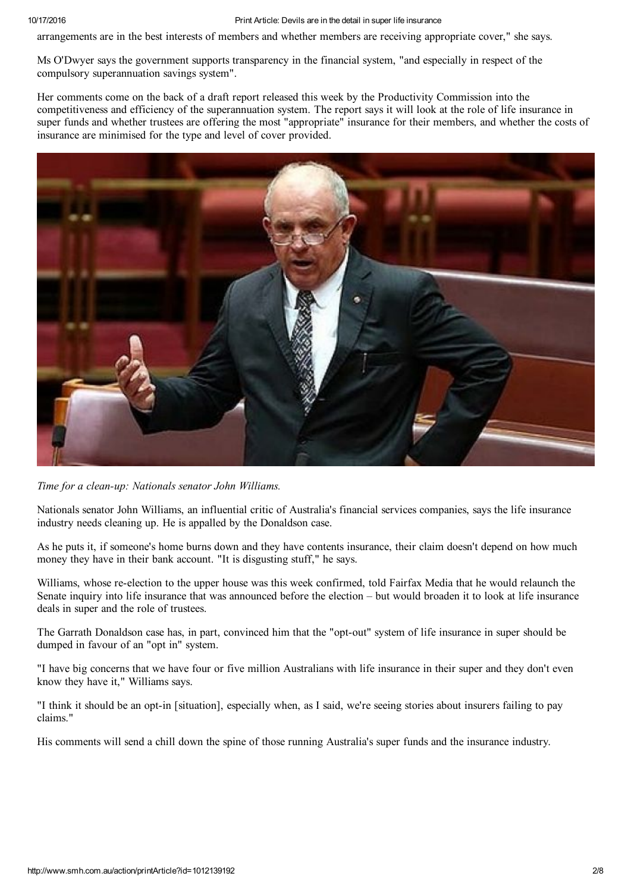arrangements are in the best interests of members and whether members are receiving appropriate cover," she says.

Ms O'Dwyer says the government supports transparency in the financial system, "and especially in respect of the compulsory superannuation savings system".

Her comments come on the back of a draft report released this week by the Productivity Commission into the competitiveness and efficiency of the superannuation system. The report says it will look at the role of life insurance in super funds and whether trustees are offering the most "appropriate" insurance for their members, and whether the costs of insurance are minimised for the type and level of cover provided.

*Time for a clean-up: Nationals senator John Williams.*

Nationals senator John Williams, an influential critic of Australia's financial services companies, says the life insurance industry needs cleaning up. He is appalled by the Donaldson case.

As he puts it, if someone's home burns down and they have contents insurance, their claim doesn't depend on how much money they have in their bank account. "It is disgusting stuff," he says.

Williams, whose re-election to the upper house was this week confirmed, told Fairfax Media that he would relaunch the Senate inquiry into life insurance that was announced before the election – but would broaden it to look at life insurance deals in super and the role of trustees.

The Garrath Donaldson case has, in part, convinced him that the "opt-out" system of life insurance in super should be dumped in favour of an "opt in" system.

"I have big concerns that we have four or five million Australians with life insurance in their super and they don't even know they have it," Williams says.

"I think it should be an opt-in [situation], especially when, as I said, we're seeing stories about insurers failing to pay claims."

His comments will send a chill down the spine of those running Australia's super funds and the insurance industry.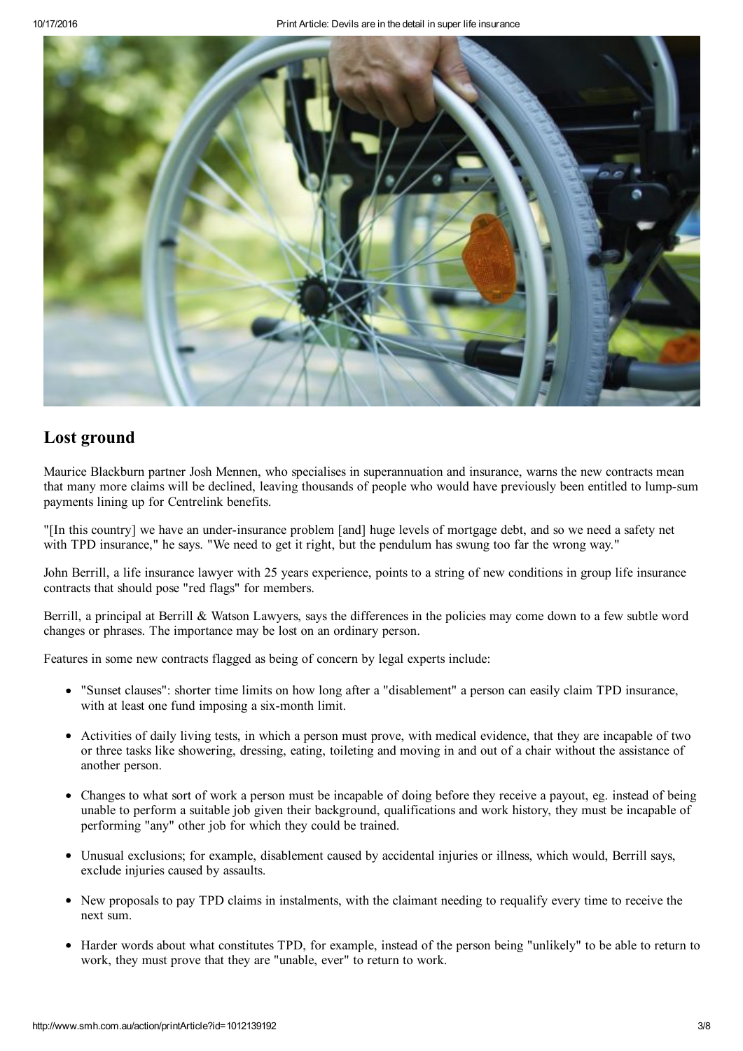## Lost ground

Maurice Blackburn partner Josh Mennen, who specialises in superannuation and insurance, warns the new contracts mean that many more claims will be declined, leaving thousands of people who would have previously been entitled to lump-sum payments lining up for Centrelink benefits.

"[In this country] we have an under-insurance problem [and] huge levels of mortgage debt, and so we need a safety net with TPD insurance," he says. "We need to get it right, but the pendulum has swung too far the wrong way."

John Berrill, a life insurance lawyer with 25 years experience, points to a string of new conditions in group life insurance contracts that should pose "red flags" for members.

Berrill, a principal at Berrill & Watson Lawyers, says the differences in the policies may come down to a few subtle word changes or phrases. The importance may be lost on an ordinary person.

Features in some new contracts flagged as being of concern by legal experts include:

- "Sunset clauses": shorter time limits on how long after a "disablement" a person can easily claim TPD insurance, with at least one fund imposing a six-month limit.
- Activities of daily living tests, in which a person must prove, with medical evidence, that they are incapable of two or three tasks like showering, dressing, eating, toileting and moving in and out of a chair without the assistance of another person.
- Changes to what sort of work a person must be incapable of doing before they receive a payout, eg. instead of being unable to perform a suitable job given their background, qualifications and work history, they must be incapable of performing "any" other job for which they could be trained.
- Unusual exclusions; for example, disablement caused by accidental injuries or illness, which would, Berrill says, exclude injuries caused by assaults.
- New proposals to pay TPD claims in instalments, with the claimant needing to requalify every time to receive the next sum.
- Harder words about what constitutes TPD, for example, instead of the person being "unlikely" to be able to return to work, they must prove that they are "unable, ever" to return to work.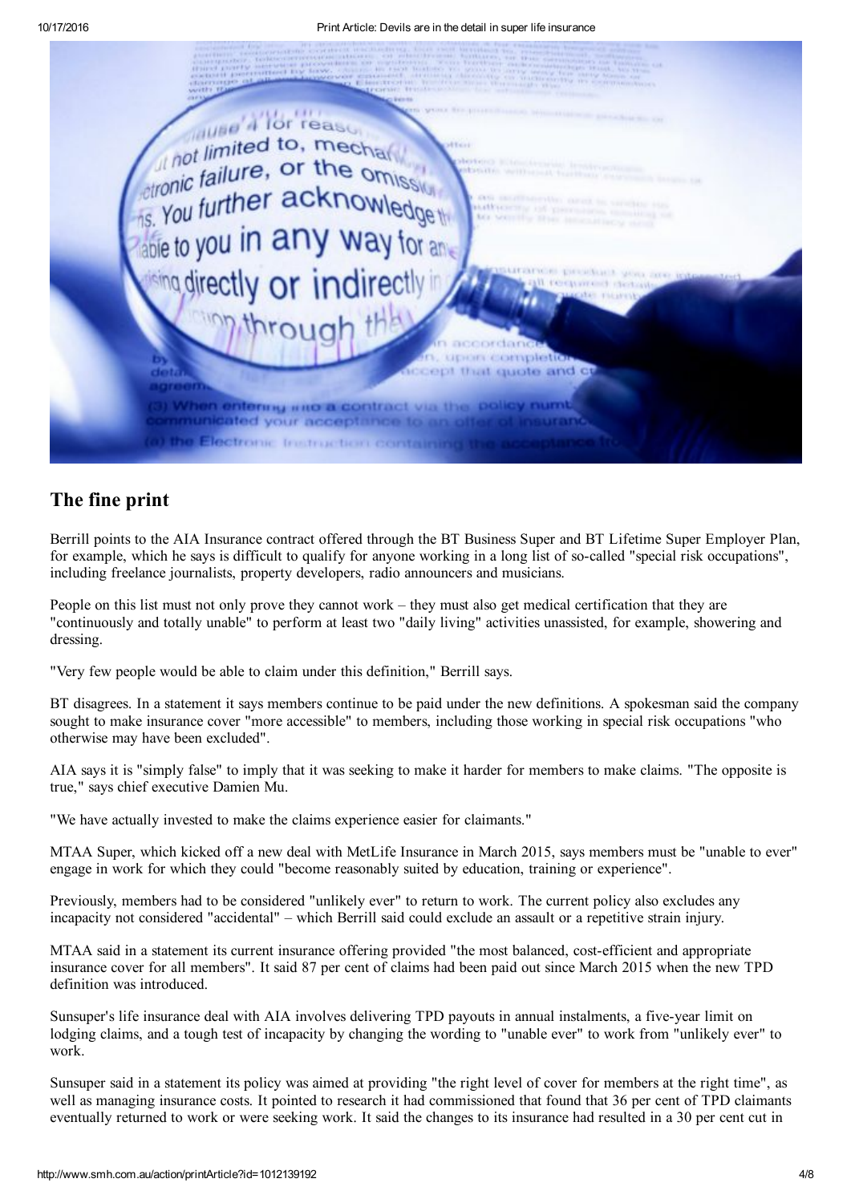## The fine print

Berrill points to the AIA Insurance contract offered through the BT Business Super and BT Lifetime Super Employer Plan, for example, which he says is difficult to qualify for anyone working in a long list of so-called "special risk occupations", including freelance journalists, property developers, radio announcers and musicians.

People on this list must not only prove they cannot work – they must also get medical certification that they are "continuously and totally unable" to perform at least two "daily living" activities unassisted, for example, showering and dressing.

"Very few people would be able to claim under this definition," Berrill says.

BT disagrees. In a statement it says members continue to be paid under the new definitions. A spokesman said the company sought to make insurance cover "more accessible" to members, including those working in special risk occupations "who otherwise may have been excluded".

AIA says it is "simply false" to imply that it was seeking to make it harder for members to make claims. "The opposite is true," says chief executive Damien Mu.

"We have actually invested to make the claims experience easier for claimants."

MTAA Super, which kicked off a new deal with MetLife Insurance in March 2015, says members must be "unable to ever" engage in work for which they could "become reasonably suited by education, training or experience".

Previously, members had to be considered "unlikely ever" to return to work. The current policy also excludes any incapacity not considered "accidental" – which Berrill said could exclude an assault or a repetitive strain injury.

MTAA said in a statement its current insurance offering provided "the most balanced, cost-efficient and appropriate insurance cover for all members". It said 87 per cent of claims had been paid out since March 2015 when the new TPD definition was introduced.

Sunsuper's life insurance deal with AIA involves delivering TPD payouts in annual instalments, a five-year limit on lodging claims, and a tough test of incapacity by changing the wording to "unable ever" to work from "unlikely ever" to work.

Sunsuper said in a statement its policy was aimed at providing "the right level of cover for members at the right time", as well as managing insurance costs. It pointed to research it had commissioned that found that 36 per cent of TPD claimants eventually returned to work or were seeking work. It said the changes to its insurance had resulted in a 30 per cent cut in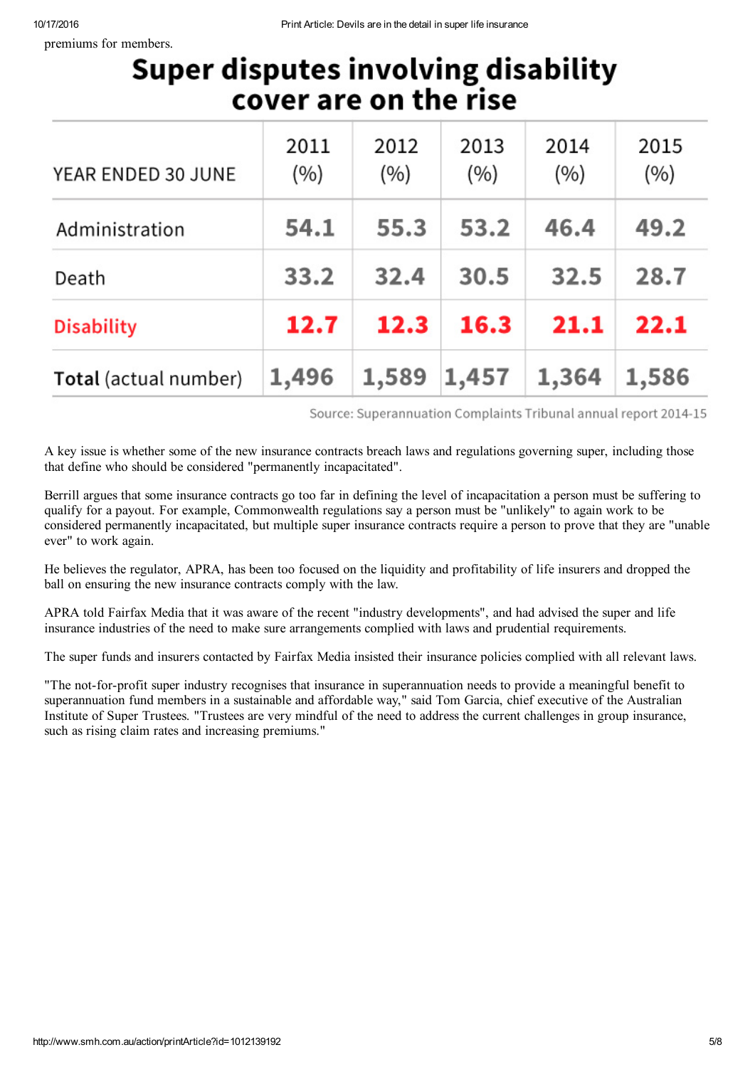premiums for members.

## Super disputes involving disability cover are on the rise

| YEAR ENDED 30 JUNE | 2011 (%) | 2012 (%) | 2013 (%) | 2014 (%) | 2015 (%) |
|---|---|---|---|---|---|
| Administration | 54.1 | 55.3 | 53.2 | 46.4 | 49.2 |
| Death | 33.2 | 32.4 | 30.5 | 32.5 | 28.7 |
| Disability | 12.7 | 12.3 | 16.3 | 21.1 | 22.1 |
| **Total** (actual number) | 1,496 | 1,589 | 1,457 | 1,364 | 1,586 |

Source: Superannuation Complaints Tribunal annual report 2014-15

A key issue is whether some of the new insurance contracts breach laws and regulations governing super, including those that define who should be considered "permanently incapacitated".

Berrill argues that some insurance contracts go too far in defining the level of incapacitation a person must be suffering to qualify for a payout. For example, Commonwealth regulations say a person must be "unlikely" to again work to be considered permanently incapacitated, but multiple super insurance contracts require a person to prove that they are "unable ever" to work again.

He believes the regulator, APRA, has been too focused on the liquidity and profitability of life insurers and dropped the ball on ensuring the new insurance contracts comply with the law.

APRA told Fairfax Media that it was aware of the recent "industry developments", and had advised the super and life insurance industries of the need to make sure arrangements complied with laws and prudential requirements.

The super funds and insurers contacted by Fairfax Media insisted their insurance policies complied with all relevant laws.

"The not-for-profit super industry recognises that insurance in superannuation needs to provide a meaningful benefit to superannuation fund members in a sustainable and affordable way," said Tom Garcia, chief executive of the Australian Institute of Super Trustees. "Trustees are very mindful of the need to address the current challenges in group insurance, such as rising claim rates and increasing premiums."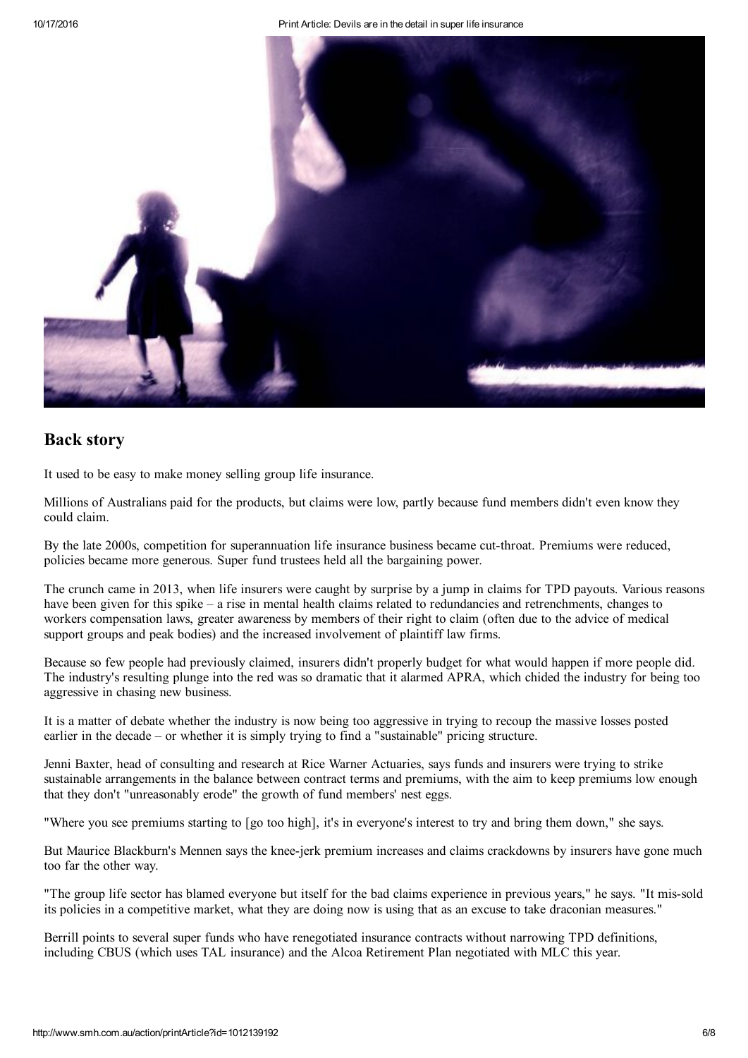## Back story

It used to be easy to make money selling group life insurance.

Millions of Australians paid for the products, but claims were low, partly because fund members didn't even know they could claim.

By the late 2000s, competition for superannuation life insurance business became cut-throat. Premiums were reduced, policies became more generous. Super fund trustees held all the bargaining power.

The crunch came in 2013, when life insurers were caught by surprise by a jump in claims for TPD payouts. Various reasons have been given for this spike – a rise in mental health claims related to redundancies and retrenchments, changes to workers compensation laws, greater awareness by members of their right to claim (often due to the advice of medical support groups and peak bodies) and the increased involvement of plaintiff law firms.

Because so few people had previously claimed, insurers didn't properly budget for what would happen if more people did. The industry's resulting plunge into the red was so dramatic that it alarmed APRA, which chided the industry for being too aggressive in chasing new business.

It is a matter of debate whether the industry is now being too aggressive in trying to recoup the massive losses posted earlier in the decade – or whether it is simply trying to find a "sustainable" pricing structure.

Jenni Baxter, head of consulting and research at Rice Warner Actuaries, says funds and insurers were trying to strike sustainable arrangements in the balance between contract terms and premiums, with the aim to keep premiums low enough that they don't "unreasonably erode" the growth of fund members' nest eggs.

"Where you see premiums starting to [go too high], it's in everyone's interest to try and bring them down," she says.

But Maurice Blackburn's Mennen says the knee-jerk premium increases and claims crackdowns by insurers have gone much too far the other way.

"The group life sector has blamed everyone but itself for the bad claims experience in previous years," he says. "It mis-sold its policies in a competitive market, what they are doing now is using that as an excuse to take draconian measures."

Berrill points to several super funds who have renegotiated insurance contracts without narrowing TPD definitions, including CBUS (which uses TAL insurance) and the Alcoa Retirement Plan negotiated with MLC this year.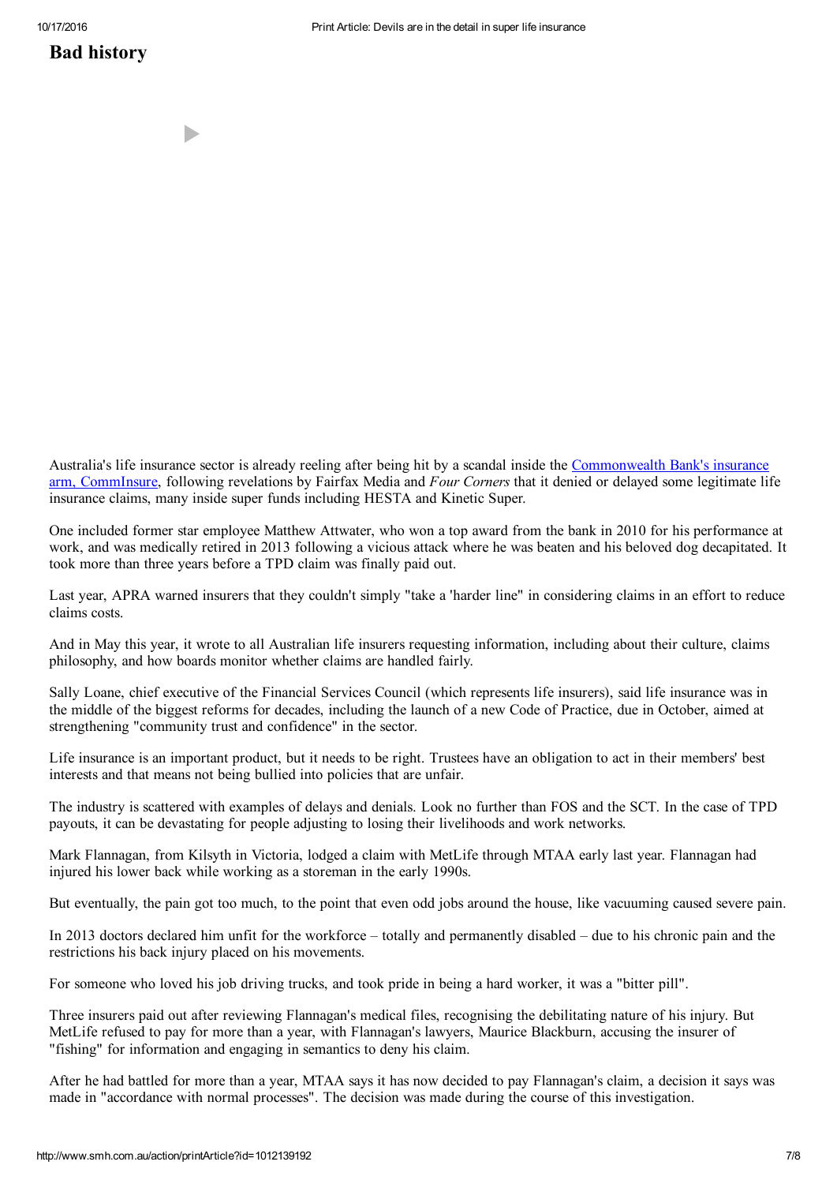## Bad history

Australia's life insurance sector is already reeling after being hit by a scandal inside the [Commonwealth Bank's insurance arm, CommInsure](#), following revelations by Fairfax Media and *Four Corners* that it denied or delayed some legitimate life insurance claims, many inside super funds including HESTA and Kinetic Super.

One included former star employee Matthew Attwater, who won a top award from the bank in 2010 for his performance at work, and was medically retired in 2013 following a vicious attack where he was beaten and his beloved dog decapitated. It took more than three years before a TPD claim was finally paid out.

Last year, APRA warned insurers that they couldn't simply "take a 'harder line" in considering claims in an effort to reduce claims costs.

And in May this year, it wrote to all Australian life insurers requesting information, including about their culture, claims philosophy, and how boards monitor whether claims are handled fairly.

Sally Loane, chief executive of the Financial Services Council (which represents life insurers), said life insurance was in the middle of the biggest reforms for decades, including the launch of a new Code of Practice, due in October, aimed at strengthening "community trust and confidence" in the sector.

Life insurance is an important product, but it needs to be right. Trustees have an obligation to act in their members' best interests and that means not being bullied into policies that are unfair.

The industry is scattered with examples of delays and denials. Look no further than FOS and the SCT. In the case of TPD payouts, it can be devastating for people adjusting to losing their livelihoods and work networks.

Mark Flannagan, from Kilsyth in Victoria, lodged a claim with MetLife through MTAA early last year. Flannagan had injured his lower back while working as a storeman in the early 1990s.

But eventually, the pain got too much, to the point that even odd jobs around the house, like vacuuming caused severe pain.

In 2013 doctors declared him unfit for the workforce – totally and permanently disabled – due to his chronic pain and the restrictions his back injury placed on his movements.

For someone who loved his job driving trucks, and took pride in being a hard worker, it was a "bitter pill".

Three insurers paid out after reviewing Flannagan's medical files, recognising the debilitating nature of his injury. But MetLife refused to pay for more than a year, with Flannagan's lawyers, Maurice Blackburn, accusing the insurer of "fishing" for information and engaging in semantics to deny his claim.

After he had battled for more than a year, MTAA says it has now decided to pay Flannagan's claim, a decision it says was made in "accordance with normal processes". The decision was made during the course of this investigation.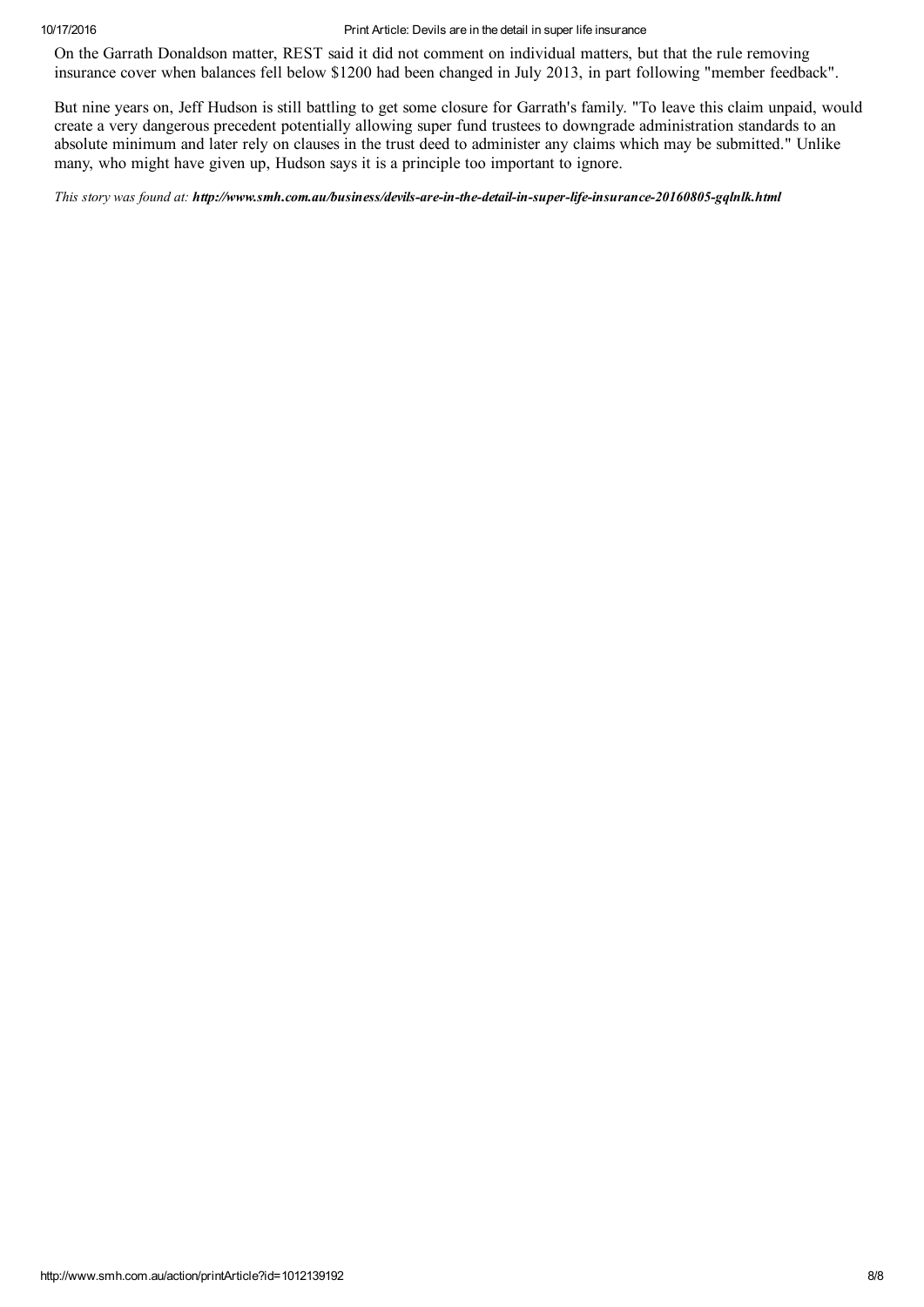On the Garrath Donaldson matter, REST said it did not comment on individual matters, but that the rule removing insurance cover when balances fell below $1200 had been changed in July 2013, in part following "member feedback".

But nine years on, Jeff Hudson is still battling to get some closure for Garrath's family. "To leave this claim unpaid, would create a very dangerous precedent potentially allowing super fund trustees to downgrade administration standards to an absolute minimum and later rely on clauses in the trust deed to administer any claims which may be submitted." Unlike many, who might have given up, Hudson says it is a principle too important to ignore.

*This story was found at:* ***http://www.smh.com.au/business/devils-are-in-the-detail-in-super-life-insurance-20160805-gqlnlk.html***